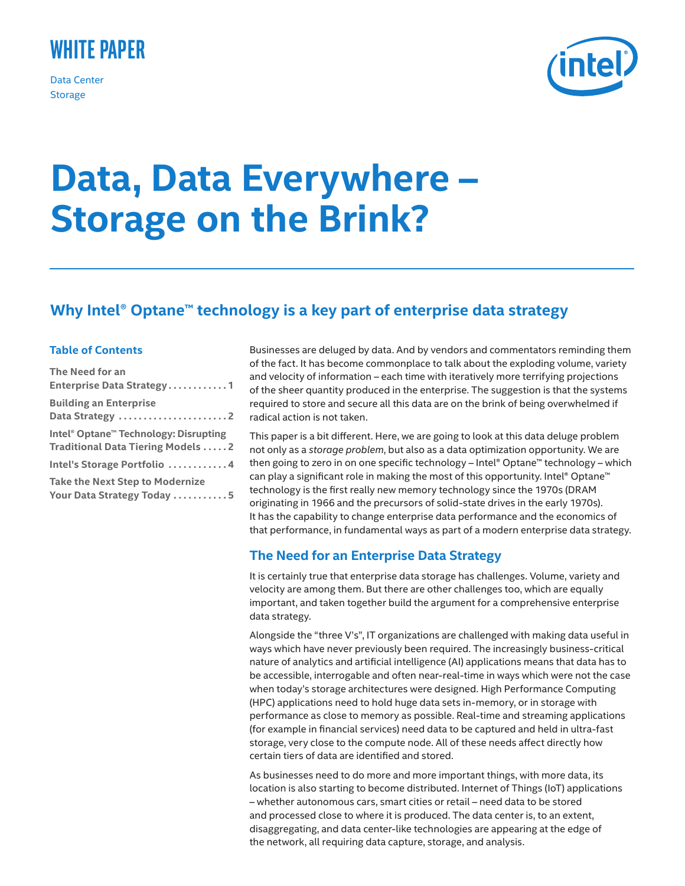WHITE PAPER

Data Center
Storage

# Data, Data Everywhere – Storage on the Brink?

## Why Intel® Optane™ technology is a key part of enterprise data strategy

**Table of Contents**

- **The Need for an Enterprise Data Strategy . . . . . . . . . . . . 1**
- **Building an Enterprise Data Strategy . . . . . . . . . . . . . . . . . . . . . . 2**
- **Intel® Optane™ Technology: Disrupting Traditional Data Tiering Models . . . . . 2**
- **Intel's Storage Portfolio . . . . . . . . . . . . 4**
- **Take the Next Step to Modernize Your Data Strategy Today . . . . . . . . . . . 5**

Businesses are deluged by data. And by vendors and commentators reminding them of the fact. It has become commonplace to talk about the exploding volume, variety and velocity of information – each time with iteratively more terrifying projections of the sheer quantity produced in the enterprise. The suggestion is that the systems required to store and secure all this data are on the brink of being overwhelmed if radical action is not taken.

This paper is a bit different. Here, we are going to look at this data deluge problem not only as a *storage problem*, but also as a data optimization opportunity. We are then going to zero in on one specific technology – Intel® Optane™ technology – which can play a significant role in making the most of this opportunity. Intel® Optane™ technology is the first really new memory technology since the 1970s (DRAM originating in 1966 and the precursors of solid-state drives in the early 1970s). It has the capability to change enterprise data performance and the economics of that performance, in fundamental ways as part of a modern enterprise data strategy.

### The Need for an Enterprise Data Strategy

It is certainly true that enterprise data storage has challenges. Volume, variety and velocity are among them. But there are other challenges too, which are equally important, and taken together build the argument for a comprehensive enterprise data strategy.

Alongside the "three V's", IT organizations are challenged with making data useful in ways which have never previously been required. The increasingly business-critical nature of analytics and artificial intelligence (AI) applications means that data has to be accessible, interrogable and often near-real-time in ways which were not the case when today's storage architectures were designed. High Performance Computing (HPC) applications need to hold huge data sets in-memory, or in storage with performance as close to memory as possible. Real-time and streaming applications (for example in financial services) need data to be captured and held in ultra-fast storage, very close to the compute node. All of these needs affect directly how certain tiers of data are identified and stored.

As businesses need to do more and more important things, with more data, its location is also starting to become distributed. Internet of Things (IoT) applications – whether autonomous cars, smart cities or retail – need data to be stored and processed close to where it is produced. The data center is, to an extent, disaggregating, and data center-like technologies are appearing at the edge of the network, all requiring data capture, storage, and analysis.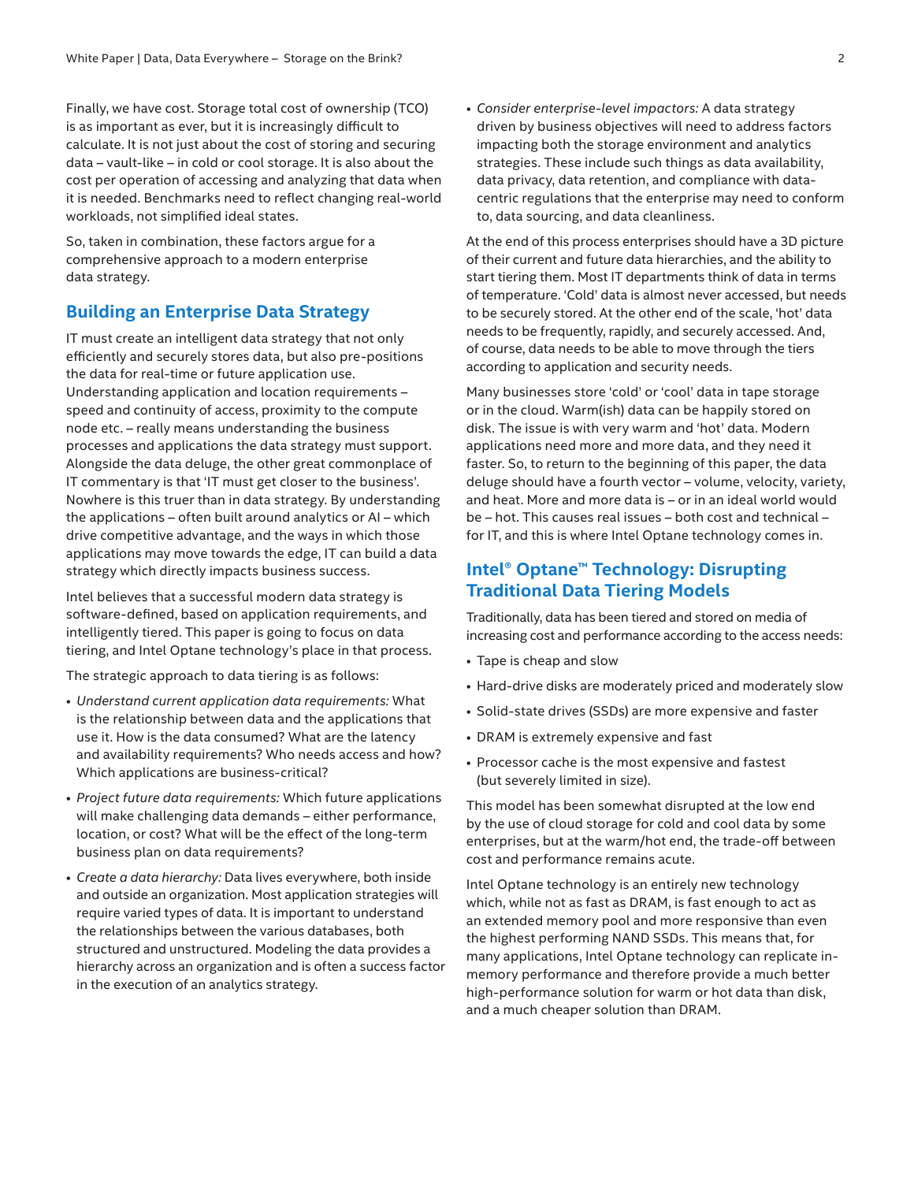Finally, we have cost. Storage total cost of ownership (TCO) is as important as ever, but it is increasingly difficult to calculate. It is not just about the cost of storing and securing data – vault-like – in cold or cool storage. It is also about the cost per operation of accessing and analyzing that data when it is needed. Benchmarks need to reflect changing real-world workloads, not simplified ideal states.

So, taken in combination, these factors argue for a comprehensive approach to a modern enterprise data strategy.

## Building an Enterprise Data Strategy

IT must create an intelligent data strategy that not only efficiently and securely stores data, but also pre-positions the data for real-time or future application use. Understanding application and location requirements – speed and continuity of access, proximity to the compute node etc. – really means understanding the business processes and applications the data strategy must support. Alongside the data deluge, the other great commonplace of IT commentary is that 'IT must get closer to the business'. Nowhere is this truer than in data strategy. By understanding the applications – often built around analytics or AI – which drive competitive advantage, and the ways in which those applications may move towards the edge, IT can build a data strategy which directly impacts business success.

Intel believes that a successful modern data strategy is software-defined, based on application requirements, and intelligently tiered. This paper is going to focus on data tiering, and Intel Optane technology's place in that process.

The strategic approach to data tiering is as follows:

- *Understand current application data requirements:* What is the relationship between data and the applications that use it. How is the data consumed? What are the latency and availability requirements? Who needs access and how? Which applications are business-critical?
- *Project future data requirements:* Which future applications will make challenging data demands – either performance, location, or cost? What will be the effect of the long-term business plan on data requirements?
- *Create a data hierarchy:* Data lives everywhere, both inside and outside an organization. Most application strategies will require varied types of data. It is important to understand the relationships between the various databases, both structured and unstructured. Modeling the data provides a hierarchy across an organization and is often a success factor in the execution of an analytics strategy.
- *Consider enterprise-level impactors:* A data strategy driven by business objectives will need to address factors impacting both the storage environment and analytics strategies. These include such things as data availability, data privacy, data retention, and compliance with data-centric regulations that the enterprise may need to conform to, data sourcing, and data cleanliness.

At the end of this process enterprises should have a 3D picture of their current and future data hierarchies, and the ability to start tiering them. Most IT departments think of data in terms of temperature. 'Cold' data is almost never accessed, but needs to be securely stored. At the other end of the scale, 'hot' data needs to be frequently, rapidly, and securely accessed. And, of course, data needs to be able to move through the tiers according to application and security needs.

Many businesses store 'cold' or 'cool' data in tape storage or in the cloud. Warm(ish) data can be happily stored on disk. The issue is with very warm and 'hot' data. Modern applications need more and more data, and they need it faster. So, to return to the beginning of this paper, the data deluge should have a fourth vector – volume, velocity, variety, and heat. More and more data is – or in an ideal world would be – hot. This causes real issues – both cost and technical – for IT, and this is where Intel Optane technology comes in.

## Intel® Optane™ Technology: Disrupting Traditional Data Tiering Models

Traditionally, data has been tiered and stored on media of increasing cost and performance according to the access needs:

- Tape is cheap and slow
- Hard-drive disks are moderately priced and moderately slow
- Solid-state drives (SSDs) are more expensive and faster
- DRAM is extremely expensive and fast
- Processor cache is the most expensive and fastest (but severely limited in size).

This model has been somewhat disrupted at the low end by the use of cloud storage for cold and cool data by some enterprises, but at the warm/hot end, the trade-off between cost and performance remains acute.

Intel Optane technology is an entirely new technology which, while not as fast as DRAM, is fast enough to act as an extended memory pool and more responsive than even the highest performing NAND SSDs. This means that, for many applications, Intel Optane technology can replicate in-memory performance and therefore provide a much better high-performance solution for warm or hot data than disk, and a much cheaper solution than DRAM.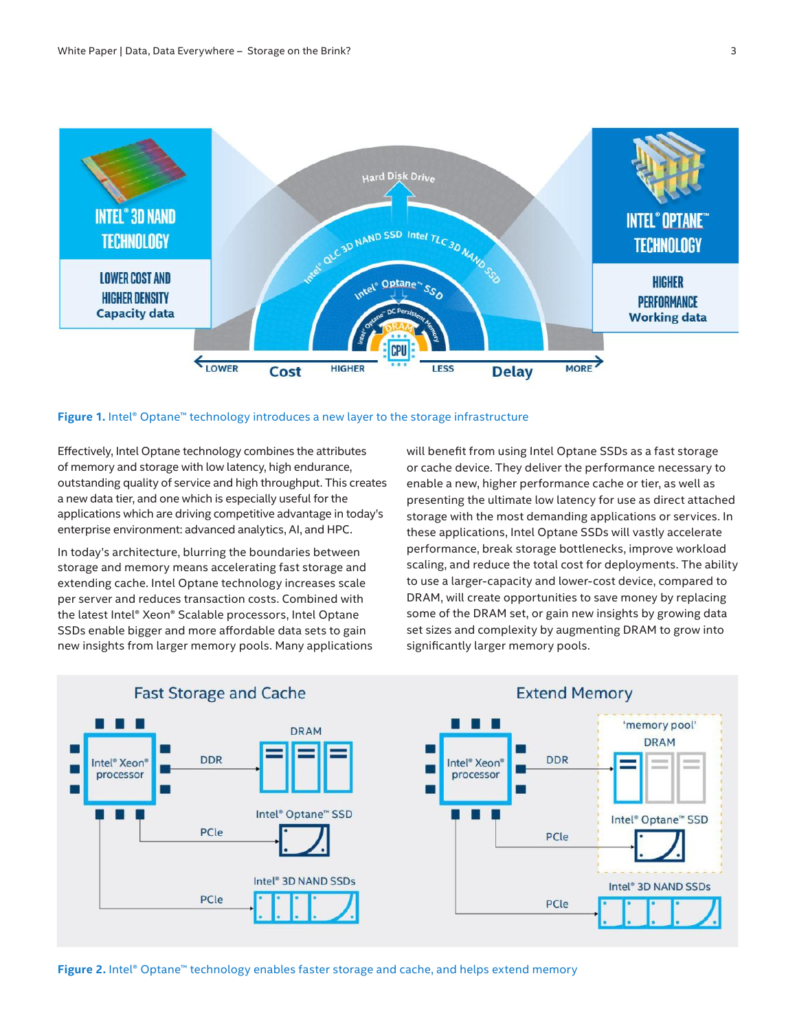**Figure 1.** Intel® Optane™ technology introduces a new layer to the storage infrastructure

Effectively, Intel Optane technology combines the attributes of memory and storage with low latency, high endurance, outstanding quality of service and high throughput. This creates a new data tier, and one which is especially useful for the applications which are driving competitive advantage in today's enterprise environment: advanced analytics, AI, and HPC.

In today's architecture, blurring the boundaries between storage and memory means accelerating fast storage and extending cache. Intel Optane technology increases scale per server and reduces transaction costs. Combined with the latest Intel® Xeon® Scalable processors, Intel Optane SSDs enable bigger and more affordable data sets to gain new insights from larger memory pools. Many applications will benefit from using Intel Optane SSDs as a fast storage or cache device. They deliver the performance necessary to enable a new, higher performance cache or tier, as well as presenting the ultimate low latency for use as direct attached storage with the most demanding applications or services. In these applications, Intel Optane SSDs will vastly accelerate performance, break storage bottlenecks, improve workload scaling, and reduce the total cost for deployments. The ability to use a larger-capacity and lower-cost device, compared to DRAM, will create opportunities to save money by replacing some of the DRAM set, or gain new insights by growing data set sizes and complexity by augmenting DRAM to grow into significantly larger memory pools.

**Figure 2.** Intel® Optane™ technology enables faster storage and cache, and helps extend memory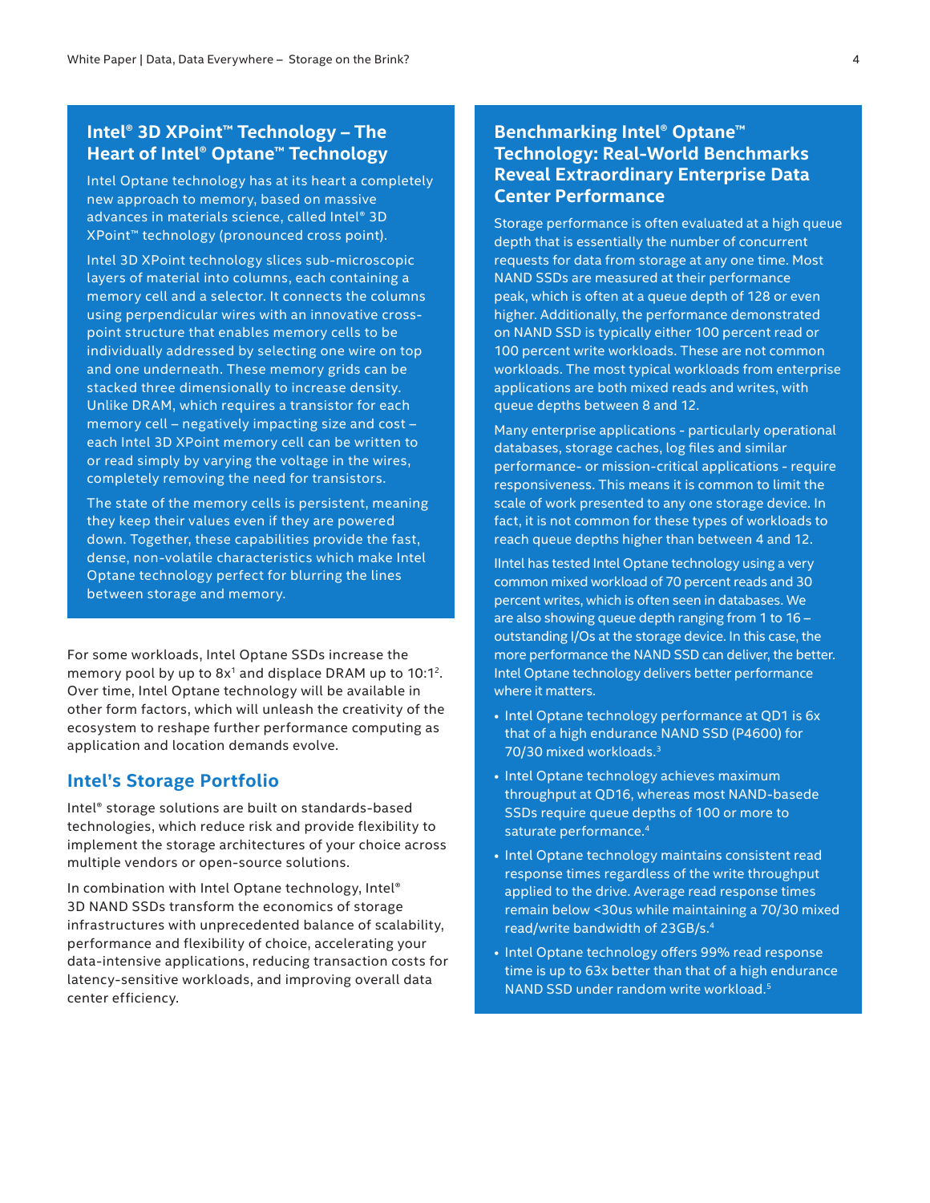## Intel® 3D XPoint™ Technology – The Heart of Intel® Optane™ Technology

Intel Optane technology has at its heart a completely new approach to memory, based on massive advances in materials science, called Intel® 3D XPoint™ technology (pronounced cross point).

Intel 3D XPoint technology slices sub-microscopic layers of material into columns, each containing a memory cell and a selector. It connects the columns using perpendicular wires with an innovative cross-point structure that enables memory cells to be individually addressed by selecting one wire on top and one underneath. These memory grids can be stacked three dimensionally to increase density. Unlike DRAM, which requires a transistor for each memory cell – negatively impacting size and cost – each Intel 3D XPoint memory cell can be written to or read simply by varying the voltage in the wires, completely removing the need for transistors.

The state of the memory cells is persistent, meaning they keep their values even if they are powered down. Together, these capabilities provide the fast, dense, non-volatile characteristics which make Intel Optane technology perfect for blurring the lines between storage and memory.

For some workloads, Intel Optane SSDs increase the memory pool by up to 8x[1] and displace DRAM up to 10:1[2]. Over time, Intel Optane technology will be available in other form factors, which will unleash the creativity of the ecosystem to reshape further performance computing as application and location demands evolve.

## Intel's Storage Portfolio

Intel® storage solutions are built on standards-based technologies, which reduce risk and provide flexibility to implement the storage architectures of your choice across multiple vendors or open-source solutions.

In combination with Intel Optane technology, Intel® 3D NAND SSDs transform the economics of storage infrastructures with unprecedented balance of scalability, performance and flexibility of choice, accelerating your data-intensive applications, reducing transaction costs for latency-sensitive workloads, and improving overall data center efficiency.

## Benchmarking Intel® Optane™ Technology: Real-World Benchmarks Reveal Extraordinary Enterprise Data Center Performance

Storage performance is often evaluated at a high queue depth that is essentially the number of concurrent requests for data from storage at any one time. Most NAND SSDs are measured at their performance peak, which is often at a queue depth of 128 or even higher. Additionally, the performance demonstrated on NAND SSD is typically either 100 percent read or 100 percent write workloads. These are not common workloads. The most typical workloads from enterprise applications are both mixed reads and writes, with queue depths between 8 and 12.

Many enterprise applications - particularly operational databases, storage caches, log files and similar performance- or mission-critical applications - require responsiveness. This means it is common to limit the scale of work presented to any one storage device. In fact, it is not common for these types of workloads to reach queue depths higher than between 4 and 12.

IIntel has tested Intel Optane technology using a very common mixed workload of 70 percent reads and 30 percent writes, which is often seen in databases. We are also showing queue depth ranging from 1 to 16 – outstanding I/Os at the storage device. In this case, the more performance the NAND SSD can deliver, the better. Intel Optane technology delivers better performance where it matters.

- Intel Optane technology performance at QD1 is 6x that of a high endurance NAND SSD (P4600) for 70/30 mixed workloads.[3]
- Intel Optane technology achieves maximum throughput at QD16, whereas most NAND-basede SSDs require queue depths of 100 or more to saturate performance.[4]
- Intel Optane technology maintains consistent read response times regardless of the write throughput applied to the drive. Average read response times remain below <30us while maintaining a 70/30 mixed read/write bandwidth of 23GB/s.[4]
- Intel Optane technology offers 99% read response time is up to 63x better than that of a high endurance NAND SSD under random write workload.[5]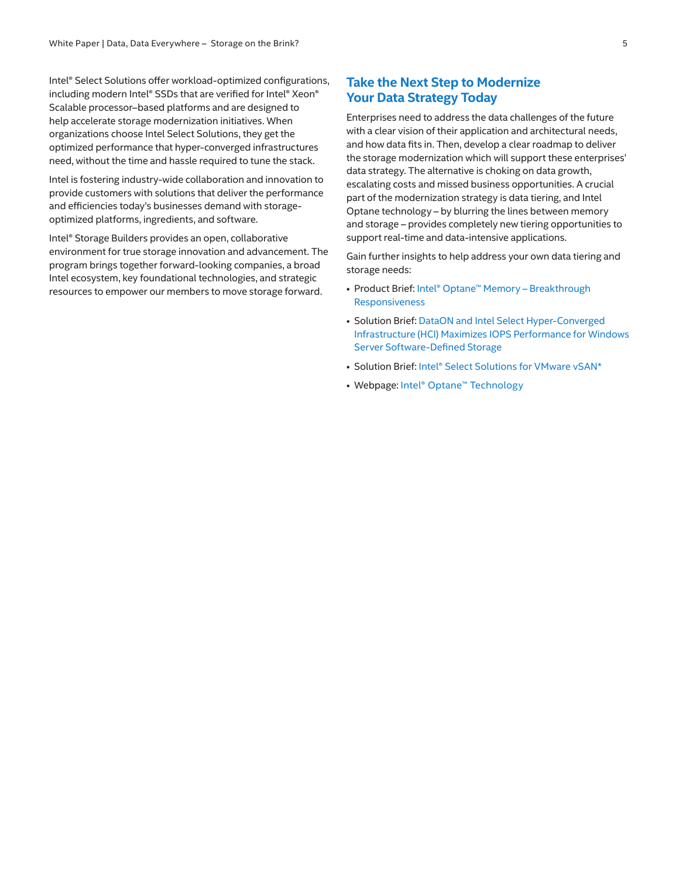Intel® Select Solutions offer workload-optimized configurations, including modern Intel® SSDs that are verified for Intel® Xeon® Scalable processor–based platforms and are designed to help accelerate storage modernization initiatives. When organizations choose Intel Select Solutions, they get the optimized performance that hyper-converged infrastructures need, without the time and hassle required to tune the stack.

Intel is fostering industry-wide collaboration and innovation to provide customers with solutions that deliver the performance and efficiencies today's businesses demand with storage-optimized platforms, ingredients, and software.

Intel® Storage Builders provides an open, collaborative environment for true storage innovation and advancement. The program brings together forward-looking companies, a broad Intel ecosystem, key foundational technologies, and strategic resources to empower our members to move storage forward.

## Take the Next Step to Modernize Your Data Strategy Today

Enterprises need to address the data challenges of the future with a clear vision of their application and architectural needs, and how data fits in. Then, develop a clear roadmap to deliver the storage modernization which will support these enterprises' data strategy. The alternative is choking on data growth, escalating costs and missed business opportunities. A crucial part of the modernization strategy is data tiering, and Intel Optane technology – by blurring the lines between memory and storage – provides completely new tiering opportunities to support real-time and data-intensive applications.

Gain further insights to help address your own data tiering and storage needs:

- Product Brief: Intel® Optane™ Memory – Breakthrough Responsiveness
- Solution Brief: DataON and Intel Select Hyper-Converged Infrastructure (HCI) Maximizes IOPS Performance for Windows Server Software-Defined Storage
- Solution Brief: Intel® Select Solutions for VMware vSAN*
- Webpage: Intel® Optane™ Technology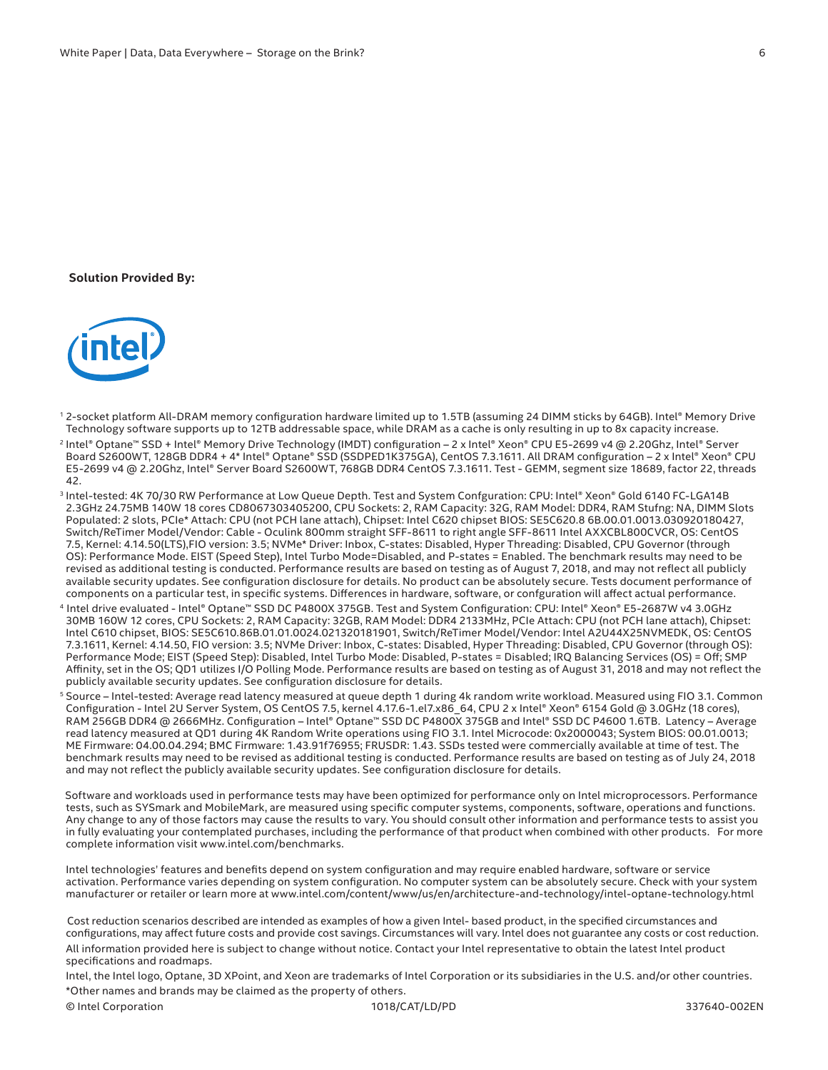**Solution Provided By:**

[1] 2-socket platform All-DRAM memory configuration hardware limited up to 1.5TB (assuming 24 DIMM sticks by 64GB). Intel® Memory Drive Technology software supports up to 12TB addressable space, while DRAM as a cache is only resulting in up to 8x capacity increase.

[2] Intel® Optane™ SSD + Intel® Memory Drive Technology (IMDT) configuration – 2 x Intel® Xeon® CPU E5-2699 v4 @ 2.20Ghz, Intel® Server Board S2600WT, 128GB DDR4 + 4* Intel® Optane® SSD (SSDPED1K375GA), CentOS 7.3.1611. All DRAM configuration – 2 x Intel® Xeon® CPU E5-2699 v4 @ 2.20Ghz, Intel® Server Board S2600WT, 768GB DDR4 CentOS 7.3.1611. Test - GEMM, segment size 18689, factor 22, threads 42.

[3] Intel-tested: 4K 70/30 RW Performance at Low Queue Depth. Test and System Confguration: CPU: Intel® Xeon® Gold 6140 FC-LGA14B 2.3GHz 24.75MB 140W 18 cores CD8067303405200, CPU Sockets: 2, RAM Capacity: 32G, RAM Model: DDR4, RAM Stufng: NA, DIMM Slots Populated: 2 slots, PCIe* Attach: CPU (not PCH lane attach), Chipset: Intel C620 chipset BIOS: SE5C620.8 6B.00.01.0013.030920180427, Switch/ReTimer Model/Vendor: Cable - Oculink 800mm straight SFF-8611 to right angle SFF-8611 Intel AXXCBL800CVCR, OS: CentOS 7.5, Kernel: 4.14.50(LTS),FIO version: 3.5; NVMe* Driver: Inbox, C-states: Disabled, Hyper Threading: Disabled, CPU Governor (through OS): Performance Mode. EIST (Speed Step), Intel Turbo Mode=Disabled, and P-states = Enabled. The benchmark results may need to be revised as additional testing is conducted. Performance results are based on testing as of August 7, 2018, and may not reflect all publicly available security updates. See configuration disclosure for details. No product can be absolutely secure. Tests document performance of components on a particular test, in specific systems. Differences in hardware, software, or confguration will affect actual performance.

[4] Intel drive evaluated - Intel® Optane™ SSD DC P4800X 375GB. Test and System Configuration: CPU: Intel® Xeon® E5-2687W v4 3.0GHz 30MB 160W 12 cores, CPU Sockets: 2, RAM Capacity: 32GB, RAM Model: DDR4 2133MHz, PCIe Attach: CPU (not PCH lane attach), Chipset: Intel C610 chipset, BIOS: SE5C610.86B.01.01.0024.021320181901, Switch/ReTimer Model/Vendor: Intel A2U44X25NVMEDK, OS: CentOS 7.3.1611, Kernel: 4.14.50, FIO version: 3.5; NVMe Driver: Inbox, C-states: Disabled, Hyper Threading: Disabled, CPU Governor (through OS): Performance Mode; EIST (Speed Step): Disabled, Intel Turbo Mode: Disabled, P-states = Disabled; IRQ Balancing Services (OS) = Off; SMP Affinity, set in the OS; QD1 utilizes I/O Polling Mode. Performance results are based on testing as of August 31, 2018 and may not reflect the publicly available security updates. See configuration disclosure for details.

[5] Source – Intel-tested: Average read latency measured at queue depth 1 during 4k random write workload. Measured using FIO 3.1. Common Configuration - Intel 2U Server System, OS CentOS 7.5, kernel 4.17.6-1.el7.x86_64, CPU 2 x Intel® Xeon® 6154 Gold @ 3.0GHz (18 cores), RAM 256GB DDR4 @ 2666MHz. Configuration – Intel® Optane™ SSD DC P4800X 375GB and Intel® SSD DC P4600 1.6TB. Latency – Average read latency measured at QD1 during 4K Random Write operations using FIO 3.1. Intel Microcode: 0x2000043; System BIOS: 00.01.0013; ME Firmware: 04.00.04.294; BMC Firmware: 1.43.91f76955; FRUSDR: 1.43. SSDs tested were commercially available at time of test. The benchmark results may need to be revised as additional testing is conducted. Performance results are based on testing as of July 24, 2018 and may not reflect the publicly available security updates. See configuration disclosure for details.

Software and workloads used in performance tests may have been optimized for performance only on Intel microprocessors. Performance tests, such as SYSmark and MobileMark, are measured using specific computer systems, components, software, operations and functions. Any change to any of those factors may cause the results to vary. You should consult other information and performance tests to assist you in fully evaluating your contemplated purchases, including the performance of that product when combined with other products. For more complete information visit www.intel.com/benchmarks.

Intel technologies' features and benefits depend on system configuration and may require enabled hardware, software or service activation. Performance varies depending on system configuration. No computer system can be absolutely secure. Check with your system manufacturer or retailer or learn more at www.intel.com/content/www/us/en/architecture-and-technology/intel-optane-technology.html

Cost reduction scenarios described are intended as examples of how a given Intel- based product, in the specified circumstances and configurations, may affect future costs and provide cost savings. Circumstances will vary. Intel does not guarantee any costs or cost reduction.

All information provided here is subject to change without notice. Contact your Intel representative to obtain the latest Intel product specifications and roadmaps.

Intel, the Intel logo, Optane, 3D XPoint, and Xeon are trademarks of Intel Corporation or its subsidiaries in the U.S. and/or other countries.

*Other names and brands may be claimed as the property of others.

© Intel Corporation 1018/CAT/LD/PD 337640-002EN